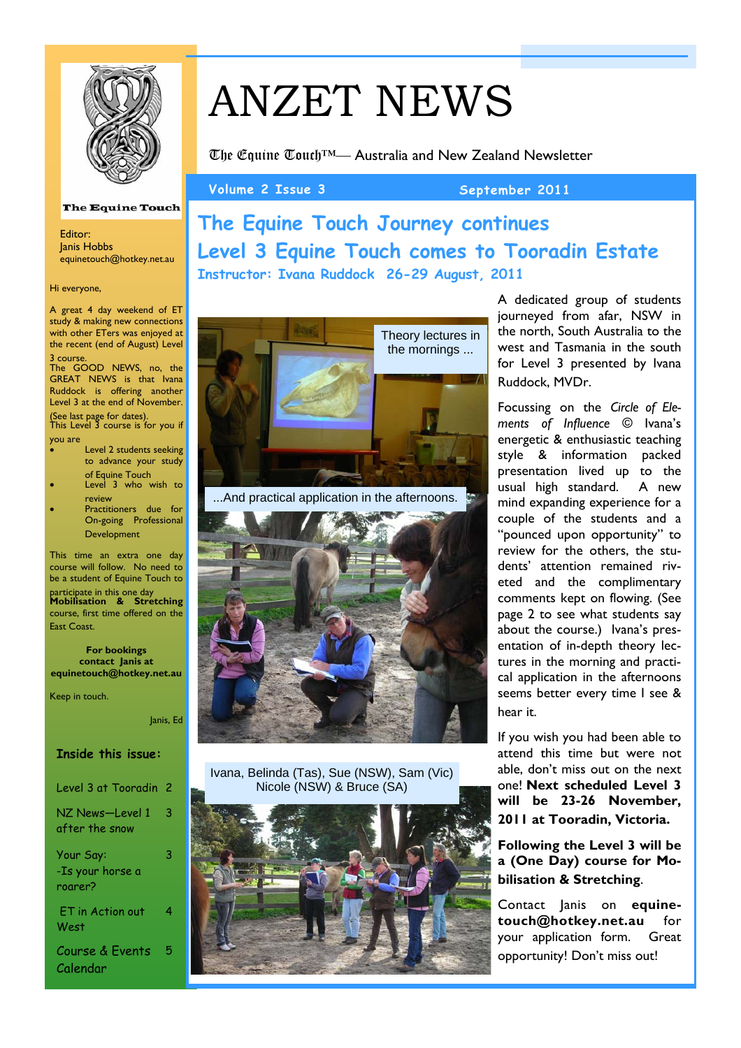# ANZET NEWS

The Equine Touch™— Australia and New Zealand Newsletter

Volume 2 Issue 3 September 2011

The Equine Touch

Editor:
Janis Hobbs
equinetouch@hotkey.net.au

Hi everyone,

A great 4 day weekend of ET study & making new connections with other ETers was enjoyed at the recent (end of August) Level 3 course.

The GOOD NEWS, no, the GREAT NEWS is that Ivana Ruddock is offering another Level 3 at the end of November. (See last page for dates).

This Level 3 course is for you if you are

- Level 2 students seeking to advance your study of Equine Touch
- Level 3 who wish to review
- Practitioners due for On-going Professional Development

This time an extra one day course will follow. No need to be a student of Equine Touch to participate in this one day **Mobilisation & Stretching** course, first time offered on the East Coast.

**For bookings contact Janis at equinetouch@hotkey.net.au**

Keep in touch.

Janis, Ed

**Inside this issue:**

| | |
|---|---|
| Level 3 at Tooradin | 2 |
| NZ News—Level 1 after the snow | 3 |
| Your Say: -Is your horse a roarer? | 3 |
| ET in Action out West | 4 |
| Course & Events Calendar | 5 |

## The Equine Touch Journey continues

## Level 3 Equine Touch comes to Tooradin Estate

### Instructor: Ivana Ruddock 26-29 August, 2011

Theory lectures in the mornings ...

...And practical application in the afternoons.

Ivana, Belinda (Tas), Sue (NSW), Sam (Vic) Nicole (NSW) & Bruce (SA)

A dedicated group of students journeyed from afar, NSW in the north, South Australia to the west and Tasmania in the south for Level 3 presented by Ivana Ruddock, MVDr.

Focussing on the *Circle of Elements of Influence* © Ivana's energetic & enthusiastic teaching style & information packed presentation lived up to the usual high standard. A new mind expanding experience for a couple of the students and a "pounced upon opportunity" to review for the others, the students' attention remained riveted and the complimentary comments kept on flowing. (See page 2 to see what students say about the course.) Ivana's presentation of in-depth theory lectures in the morning and practical application in the afternoons seems better every time I see & hear it.

If you wish you had been able to attend this time but were not able, don't miss out on the next one! **Next scheduled Level 3 will be 23-26 November, 2011 at Tooradin, Victoria.**

**Following the Level 3 will be a (One Day) course for Mobilisation & Stretching**.

Contact Janis on **equinetouch@hotkey.net.au** for your application form. Great opportunity! Don't miss out!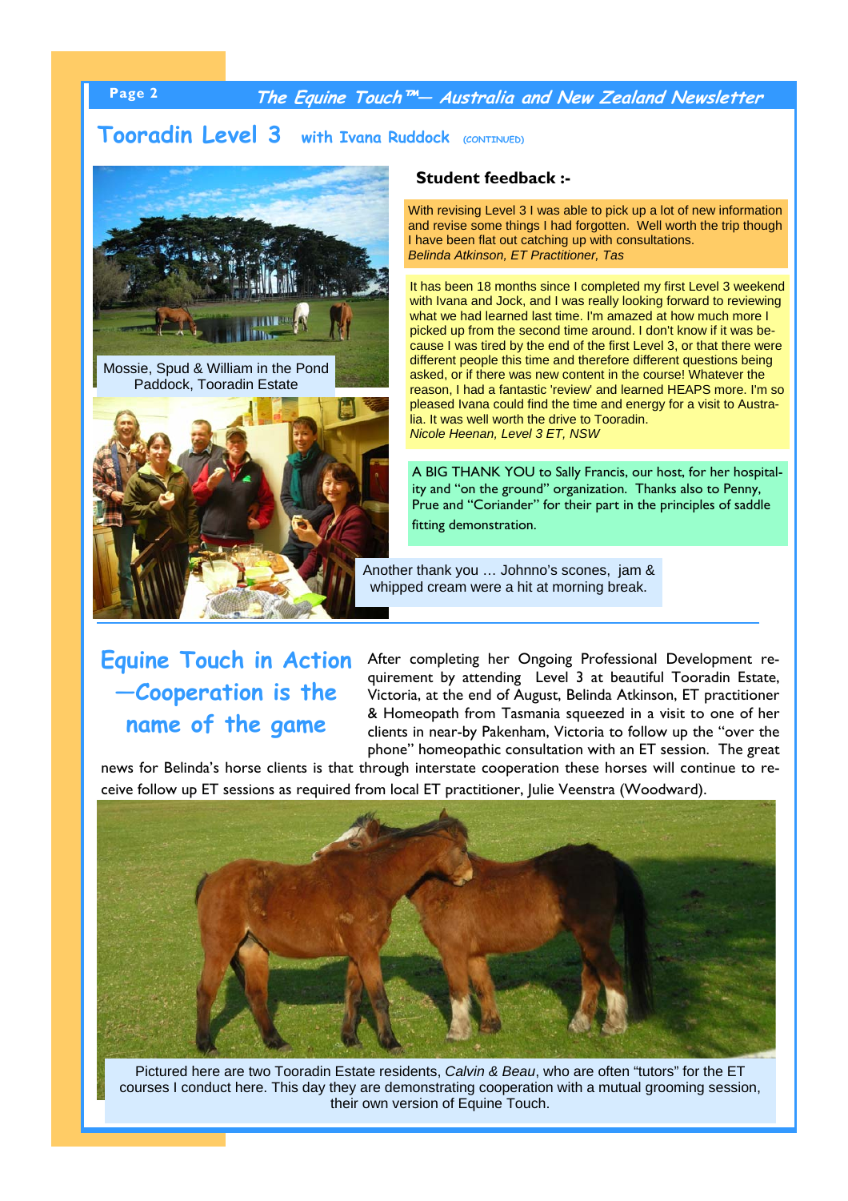## Tooradin Level 3 with Ivana Ruddock (CONTINUED)

Mossie, Spud & William in the Pond Paddock, Tooradin Estate

### Student feedback :-

With revising Level 3 I was able to pick up a lot of new information and revise some things I had forgotten. Well worth the trip though I have been flat out catching up with consultations.
*Belinda Atkinson, ET Practitioner, Tas*

It has been 18 months since I completed my first Level 3 weekend with Ivana and Jock, and I was really looking forward to reviewing what we had learned last time. I'm amazed at how much more I picked up from the second time around. I don't know if it was because I was tired by the end of the first Level 3, or that there were different people this time and therefore different questions being asked, or if there was new content in the course! Whatever the reason, I had a fantastic 'review' and learned HEAPS more. I'm so pleased Ivana could find the time and energy for a visit to Australia. It was well worth the drive to Tooradin.
*Nicole Heenan, Level 3 ET, NSW*

A BIG THANK YOU to Sally Francis, our host, for her hospitality and "on the ground" organization. Thanks also to Penny, Prue and "Coriander" for their part in the principles of saddle fitting demonstration.

Another thank you … Johnno's scones, jam & whipped cream were a hit at morning break.

## Equine Touch in Action —Cooperation is the name of the game

After completing her Ongoing Professional Development requirement by attending Level 3 at beautiful Tooradin Estate, Victoria, at the end of August, Belinda Atkinson, ET practitioner & Homeopath from Tasmania squeezed in a visit to one of her clients in near-by Pakenham, Victoria to follow up the "over the phone" homeopathic consultation with an ET session. The great news for Belinda's horse clients is that through interstate cooperation these horses will continue to receive follow up ET sessions as required from local ET practitioner, Julie Veenstra (Woodward).

Pictured here are two Tooradin Estate residents, *Calvin & Beau*, who are often "tutors" for the ET courses I conduct here. This day they are demonstrating cooperation with a mutual grooming session, their own version of Equine Touch.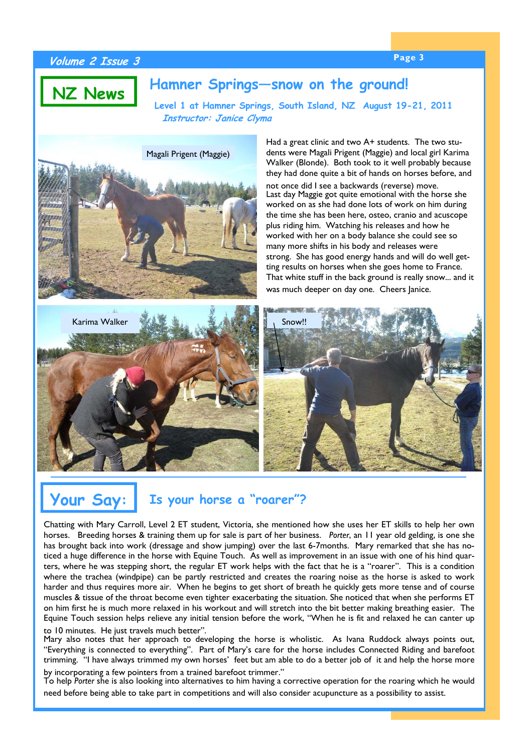## NZ News

# Hamner Springs—snow on the ground!

**Level 1 at Hamner Springs, South Island, NZ August 19-21, 2011**

***Instructor: Janice Clyma***

Magali Prigent (Maggie)

Had a great clinic and two A+ students. The two students were Magali Prigent (Maggie) and local girl Karima Walker (Blonde). Both took to it well probably because they had done quite a bit of hands on horses before, and not once did I see a backwards (reverse) move.

Last day Maggie got quite emotional with the horse she worked on as she had done lots of work on him during the time she has been here, osteo, cranio and acuscope plus riding him. Watching his releases and how he worked with her on a body balance she could see so many more shifts in his body and releases were strong. She has good energy hands and will do well getting results on horses when she goes home to France. That white stuff in the back ground is really snow... and it was much deeper on day one. Cheers Janice.

Karima Walker

Snow!!

## Your Say: Is your horse a "roarer"?

Chatting with Mary Carroll, Level 2 ET student, Victoria, she mentioned how she uses her ET skills to help her own horses. Breeding horses & training them up for sale is part of her business. *Porter*, an 11 year old gelding, is one she has brought back into work (dressage and show jumping) over the last 6-7months. Mary remarked that she has noticed a huge difference in the horse with Equine Touch. As well as improvement in an issue with one of his hind quarters, where he was stepping short, the regular ET work helps with the fact that he is a "roarer". This is a condition where the trachea (windpipe) can be partly restricted and creates the roaring noise as the horse is asked to work harder and thus requires more air. When he begins to get short of breath he quickly gets more tense and of course muscles & tissue of the throat become even tighter exacerbating the situation. She noticed that when she performs ET on him first he is much more relaxed in his workout and will stretch into the bit better making breathing easier. The Equine Touch session helps relieve any initial tension before the work, "When he is fit and relaxed he can canter up to 10 minutes. He just travels much better".

Mary also notes that her approach to developing the horse is wholistic. As Ivana Ruddock always points out, "Everything is connected to everything". Part of Mary's care for the horse includes Connected Riding and barefoot trimming. "I have always trimmed my own horses' feet but am able to do a better job of it and help the horse more by incorporating a few pointers from a trained barefoot trimmer."

To help *Porter* she is also looking into alternatives to him having a corrective operation for the roaring which he would need before being able to take part in competitions and will also consider acupuncture as a possibility to assist.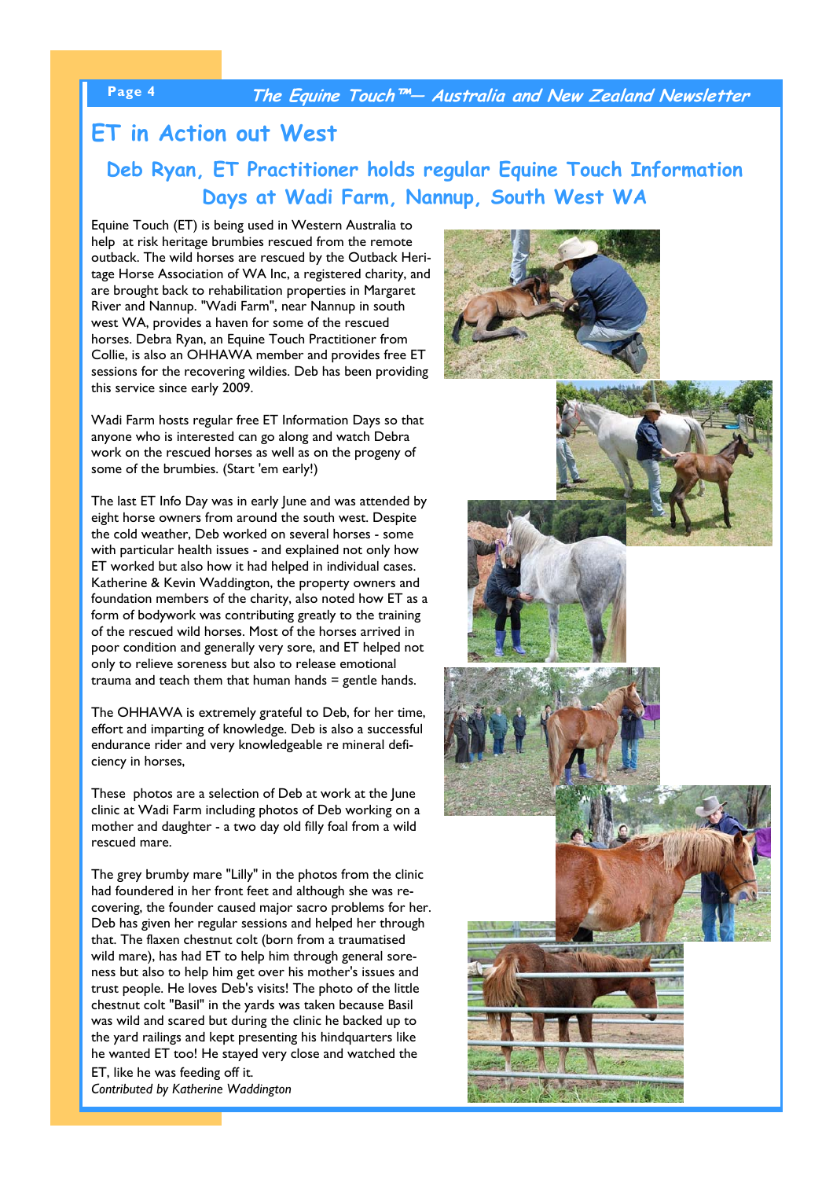# ET in Action out West

## Deb Ryan, ET Practitioner holds regular Equine Touch Information Days at Wadi Farm, Nannup, South West WA

Equine Touch (ET) is being used in Western Australia to help at risk heritage brumbies rescued from the remote outback. The wild horses are rescued by the Outback Heritage Horse Association of WA Inc, a registered charity, and are brought back to rehabilitation properties in Margaret River and Nannup. "Wadi Farm", near Nannup in south west WA, provides a haven for some of the rescued horses. Debra Ryan, an Equine Touch Practitioner from Collie, is also an OHHAWA member and provides free ET sessions for the recovering wildies. Deb has been providing this service since early 2009.

Wadi Farm hosts regular free ET Information Days so that anyone who is interested can go along and watch Debra work on the rescued horses as well as on the progeny of some of the brumbies. (Start 'em early!)

The last ET Info Day was in early June and was attended by eight horse owners from around the south west. Despite the cold weather, Deb worked on several horses - some with particular health issues - and explained not only how ET worked but also how it had helped in individual cases. Katherine & Kevin Waddington, the property owners and foundation members of the charity, also noted how ET as a form of bodywork was contributing greatly to the training of the rescued wild horses. Most of the horses arrived in poor condition and generally very sore, and ET helped not only to relieve soreness but also to release emotional trauma and teach them that human hands = gentle hands.

The OHHAWA is extremely grateful to Deb, for her time, effort and imparting of knowledge. Deb is also a successful endurance rider and very knowledgeable re mineral deficiency in horses,

These photos are a selection of Deb at work at the June clinic at Wadi Farm including photos of Deb working on a mother and daughter - a two day old filly foal from a wild rescued mare.

The grey brumby mare "Lilly" in the photos from the clinic had foundered in her front feet and although she was recovering, the founder caused major sacro problems for her. Deb has given her regular sessions and helped her through that. The flaxen chestnut colt (born from a traumatised wild mare), has had ET to help him through general soreness but also to help him get over his mother's issues and trust people. He loves Deb's visits! The photo of the little chestnut colt "Basil" in the yards was taken because Basil was wild and scared but during the clinic he backed up to the yard railings and kept presenting his hindquarters like he wanted ET too! He stayed very close and watched the ET, like he was feeding off it.

*Contributed by Katherine Waddington*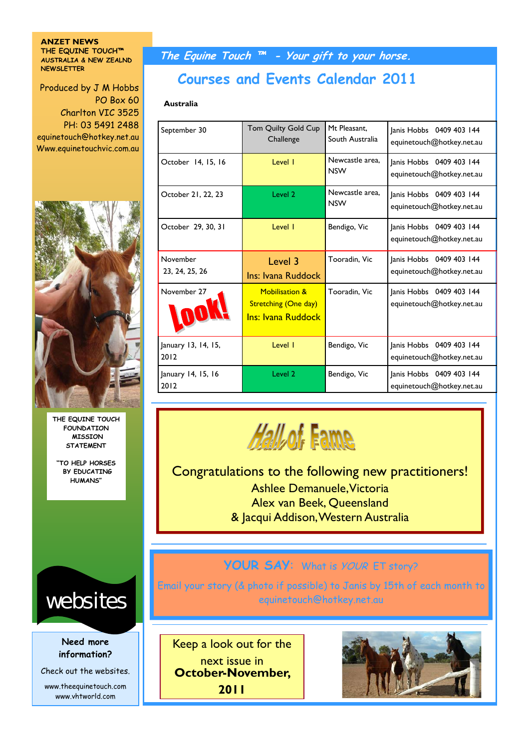**ANZET NEWS**
THE EQUINE TOUCH™ AUSTRALIA & NEW ZEALND NEWSLETTER

Produced by J M Hobbs
PO Box 60
Charlton VIC 3525
PH: 03 5491 2488
equinetouch@hotkey.net.au
Www.equinetouchvic.com.au

THE EQUINE TOUCH FOUNDATION MISSION STATEMENT

"TO HELP HORSES BY EDUCATING HUMANS"

websites

**Need more information?**

Check out the websites.

www.theequinetouch.com
www.vhtworld.com

*The Equine Touch ™ - Your gift to your horse.*

# Courses and Events Calendar 2011

**Australia**

| | | | |
|---|---|---|---|
| September 30 | Tom Quilty Gold Cup Challenge | Mt Pleasant, South Australia | Janis Hobbs 0409 403 144 equinetouch@hotkey.net.au |
| October 14, 15, 16 | Level I | Newcastle area, NSW | Janis Hobbs 0409 403 144 equinetouch@hotkey.net.au |
| October 21, 22, 23 | Level 2 | Newcastle area, NSW | Janis Hobbs 0409 403 144 equinetouch@hotkey.net.au |
| October 29, 30, 31 | Level I | Bendigo, Vic | Janis Hobbs 0409 403 144 equinetouch@hotkey.net.au |
| November 23, 24, 25, 26 | Level 3 Ins: Ivana Ruddock | Tooradin, Vic | Janis Hobbs 0409 403 144 equinetouch@hotkey.net.au |
| November 27 Look! | Mobilisation & Stretching (One day) Ins: Ivana Ruddock | Tooradin, Vic | Janis Hobbs 0409 403 144 equinetouch@hotkey.net.au |
| January 13, 14, 15, 2012 | Level I | Bendigo, Vic | Janis Hobbs 0409 403 144 equinetouch@hotkey.net.au |
| January 14, 15, 16 2012 | Level 2 | Bendigo, Vic | Janis Hobbs 0409 403 144 equinetouch@hotkey.net.au |

## Hall of Fame

Congratulations to the following new practitioners!
Ashlee Demanuele, Victoria
Alex van Beek, Queensland
& Jacqui Addison, Western Australia

**YOUR SAY:** What is *YOUR* ET story?

Email your story (& photo if possible) to Janis by 15th of each month to equinetouch@hotkey.net.au

Keep a look out for the next issue in **October-November, 2011**